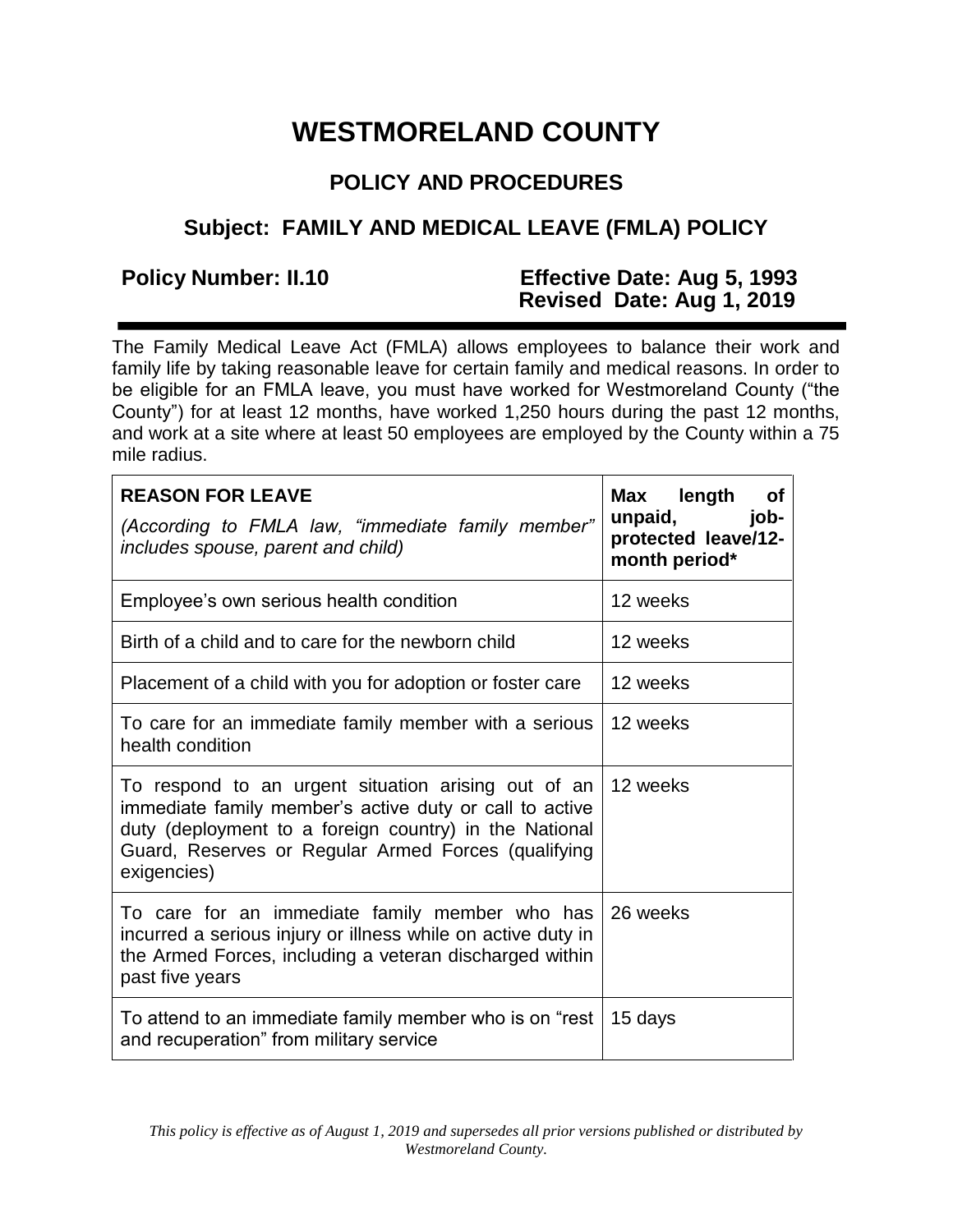# WESTMORELAND COUNTY

## POLICY AND PROCEDURES

### Subject: FAMILY AND MEDICAL LEAVE (FMLA) POLICY

**Policy Number: II.10** **Effective Date: Aug 5, 1993**
**Revised Date: Aug 1, 2019**

---

The Family Medical Leave Act (FMLA) allows employees to balance their work and family life by taking reasonable leave for certain family and medical reasons. In order to be eligible for an FMLA leave, you must have worked for Westmoreland County ("the County") for at least 12 months, have worked 1,250 hours during the past 12 months, and work at a site where at least 50 employees are employed by the County within a 75 mile radius.

| **REASON FOR LEAVE** *(According to FMLA law, "immediate family member" includes spouse, parent and child)* | **Max length of unpaid, job-protected leave/12-month period*** |
|---|---|
| Employee's own serious health condition | 12 weeks |
| Birth of a child and to care for the newborn child | 12 weeks |
| Placement of a child with you for adoption or foster care | 12 weeks |
| To care for an immediate family member with a serious health condition | 12 weeks |
| To respond to an urgent situation arising out of an immediate family member's active duty or call to active duty (deployment to a foreign country) in the National Guard, Reserves or Regular Armed Forces (qualifying exigencies) | 12 weeks |
| To care for an immediate family member who has incurred a serious injury or illness while on active duty in the Armed Forces, including a veteran discharged within past five years | 26 weeks |
| To attend to an immediate family member who is on "rest and recuperation" from military service | 15 days |

*This policy is effective as of August 1, 2019 and supersedes all prior versions published or distributed by Westmoreland County.*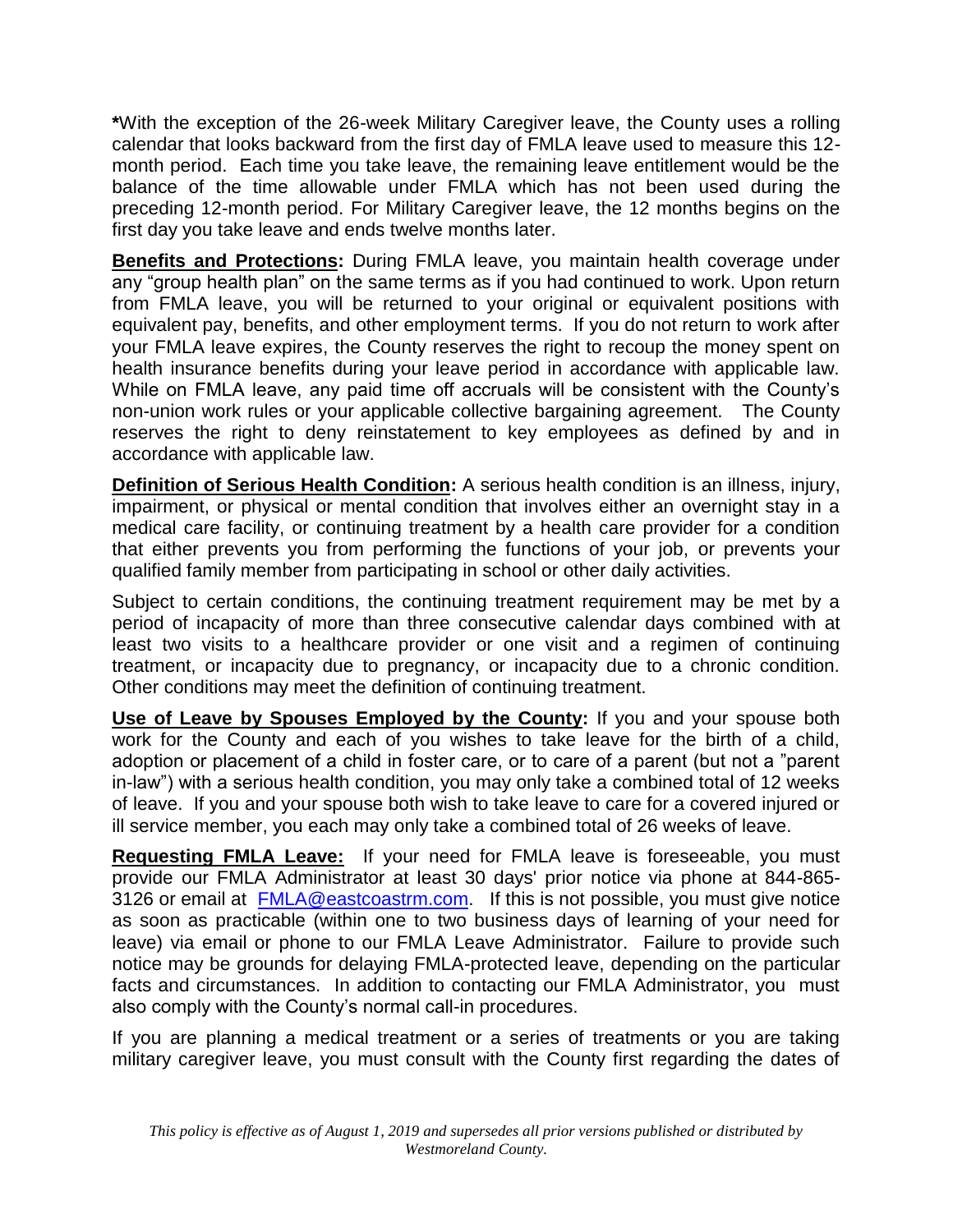*With the exception of the 26-week Military Caregiver leave, the County uses a rolling calendar that looks backward from the first day of FMLA leave used to measure this 12-month period. Each time you take leave, the remaining leave entitlement would be the balance of the time allowable under FMLA which has not been used during the preceding 12-month period. For Military Caregiver leave, the 12 months begins on the first day you take leave and ends twelve months later.

**Benefits and Protections:** During FMLA leave, you maintain health coverage under any "group health plan" on the same terms as if you had continued to work. Upon return from FMLA leave, you will be returned to your original or equivalent positions with equivalent pay, benefits, and other employment terms. If you do not return to work after your FMLA leave expires, the County reserves the right to recoup the money spent on health insurance benefits during your leave period in accordance with applicable law. While on FMLA leave, any paid time off accruals will be consistent with the County's non-union work rules or your applicable collective bargaining agreement. The County reserves the right to deny reinstatement to key employees as defined by and in accordance with applicable law.

**Definition of Serious Health Condition:** A serious health condition is an illness, injury, impairment, or physical or mental condition that involves either an overnight stay in a medical care facility, or continuing treatment by a health care provider for a condition that either prevents you from performing the functions of your job, or prevents your qualified family member from participating in school or other daily activities.

Subject to certain conditions, the continuing treatment requirement may be met by a period of incapacity of more than three consecutive calendar days combined with at least two visits to a healthcare provider or one visit and a regimen of continuing treatment, or incapacity due to pregnancy, or incapacity due to a chronic condition. Other conditions may meet the definition of continuing treatment.

**Use of Leave by Spouses Employed by the County:** If you and your spouse both work for the County and each of you wishes to take leave for the birth of a child, adoption or placement of a child in foster care, or to care of a parent (but not a "parent in-law") with a serious health condition, you may only take a combined total of 12 weeks of leave. If you and your spouse both wish to take leave to care for a covered injured or ill service member, you each may only take a combined total of 26 weeks of leave.

**Requesting FMLA Leave:** If your need for FMLA leave is foreseeable, you must provide our FMLA Administrator at least 30 days' prior notice via phone at 844-865-3126 or email at FMLA@eastcoastrm.com. If this is not possible, you must give notice as soon as practicable (within one to two business days of learning of your need for leave) via email or phone to our FMLA Leave Administrator. Failure to provide such notice may be grounds for delaying FMLA-protected leave, depending on the particular facts and circumstances. In addition to contacting our FMLA Administrator, you must also comply with the County's normal call-in procedures.

If you are planning a medical treatment or a series of treatments or you are taking military caregiver leave, you must consult with the County first regarding the dates of

*This policy is effective as of August 1, 2019 and supersedes all prior versions published or distributed by Westmoreland County.*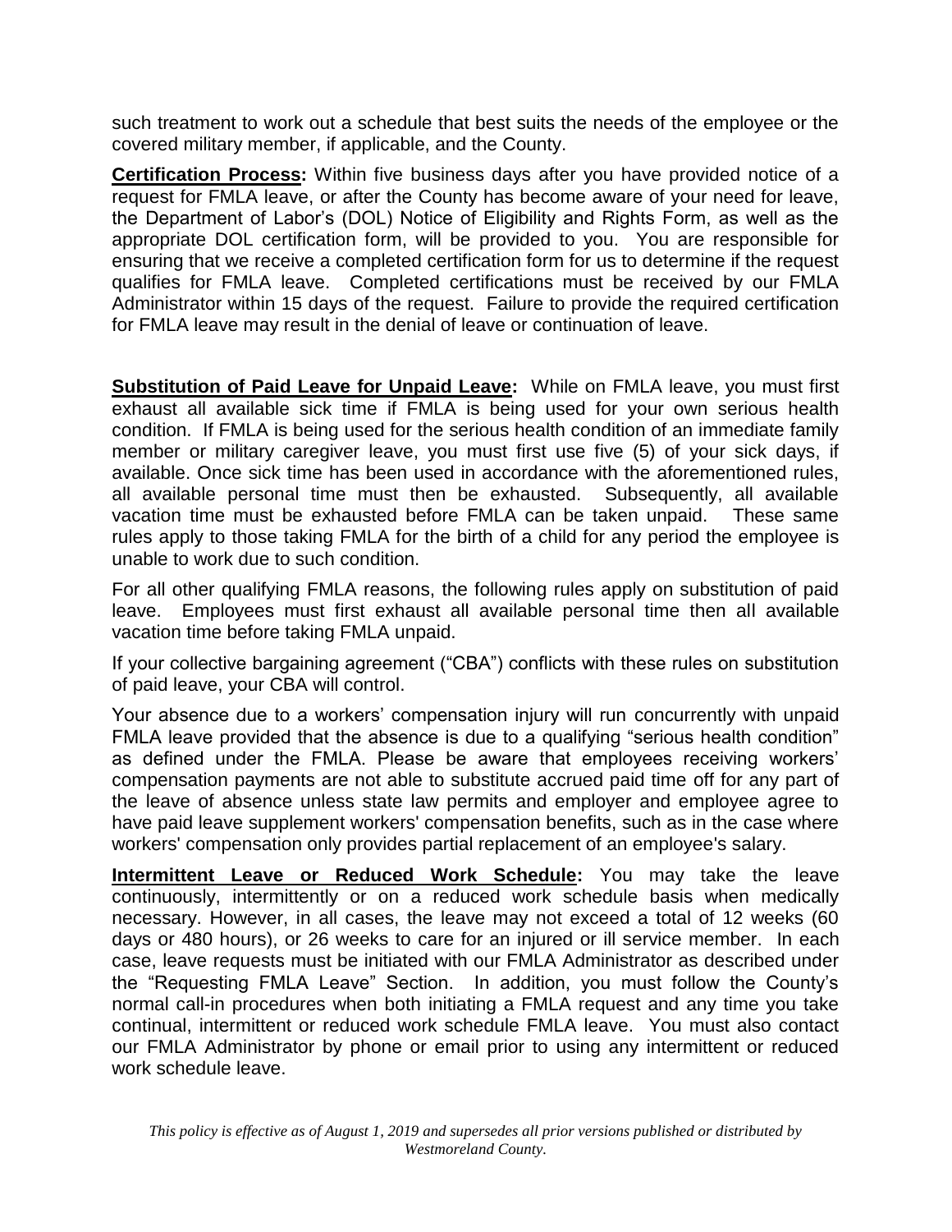such treatment to work out a schedule that best suits the needs of the employee or the covered military member, if applicable, and the County.

**Certification Process:** Within five business days after you have provided notice of a request for FMLA leave, or after the County has become aware of your need for leave, the Department of Labor's (DOL) Notice of Eligibility and Rights Form, as well as the appropriate DOL certification form, will be provided to you. You are responsible for ensuring that we receive a completed certification form for us to determine if the request qualifies for FMLA leave. Completed certifications must be received by our FMLA Administrator within 15 days of the request. Failure to provide the required certification for FMLA leave may result in the denial of leave or continuation of leave.

**Substitution of Paid Leave for Unpaid Leave:** While on FMLA leave, you must first exhaust all available sick time if FMLA is being used for your own serious health condition. If FMLA is being used for the serious health condition of an immediate family member or military caregiver leave, you must first use five (5) of your sick days, if available. Once sick time has been used in accordance with the aforementioned rules, all available personal time must then be exhausted. Subsequently, all available vacation time must be exhausted before FMLA can be taken unpaid. These same rules apply to those taking FMLA for the birth of a child for any period the employee is unable to work due to such condition.

For all other qualifying FMLA reasons, the following rules apply on substitution of paid leave. Employees must first exhaust all available personal time then all available vacation time before taking FMLA unpaid.

If your collective bargaining agreement ("CBA") conflicts with these rules on substitution of paid leave, your CBA will control.

Your absence due to a workers' compensation injury will run concurrently with unpaid FMLA leave provided that the absence is due to a qualifying "serious health condition" as defined under the FMLA. Please be aware that employees receiving workers' compensation payments are not able to substitute accrued paid time off for any part of the leave of absence unless state law permits and employer and employee agree to have paid leave supplement workers' compensation benefits, such as in the case where workers' compensation only provides partial replacement of an employee's salary.

**Intermittent Leave or Reduced Work Schedule:** You may take the leave continuously, intermittently or on a reduced work schedule basis when medically necessary. However, in all cases, the leave may not exceed a total of 12 weeks (60 days or 480 hours), or 26 weeks to care for an injured or ill service member. In each case, leave requests must be initiated with our FMLA Administrator as described under the "Requesting FMLA Leave" Section. In addition, you must follow the County's normal call-in procedures when both initiating a FMLA request and any time you take continual, intermittent or reduced work schedule FMLA leave. You must also contact our FMLA Administrator by phone or email prior to using any intermittent or reduced work schedule leave.

*This policy is effective as of August 1, 2019 and supersedes all prior versions published or distributed by Westmoreland County.*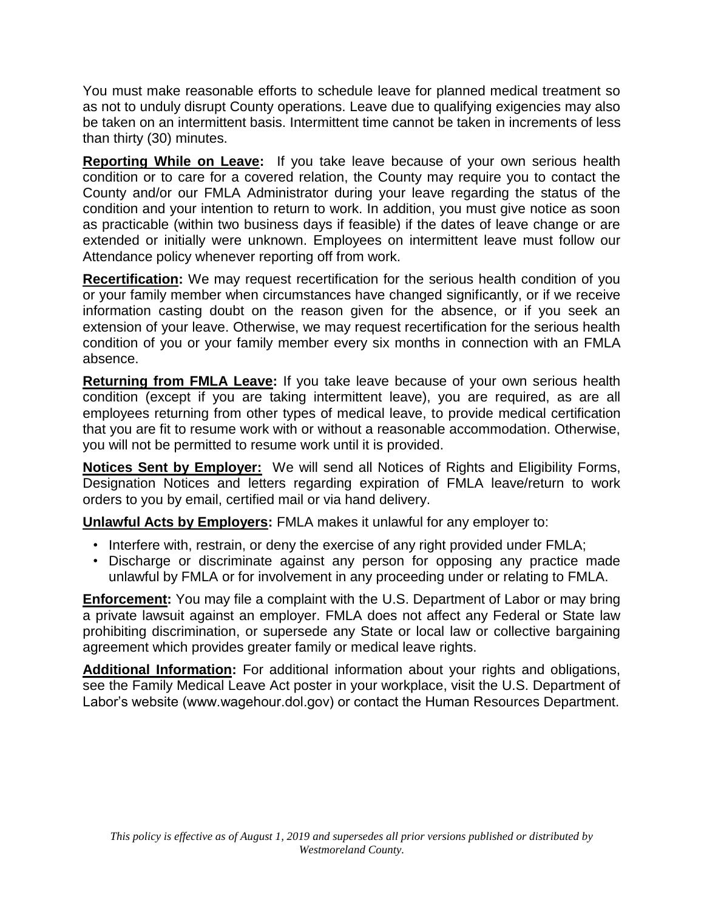You must make reasonable efforts to schedule leave for planned medical treatment so as not to unduly disrupt County operations. Leave due to qualifying exigencies may also be taken on an intermittent basis. Intermittent time cannot be taken in increments of less than thirty (30) minutes.

**Reporting While on Leave:** If you take leave because of your own serious health condition or to care for a covered relation, the County may require you to contact the County and/or our FMLA Administrator during your leave regarding the status of the condition and your intention to return to work. In addition, you must give notice as soon as practicable (within two business days if feasible) if the dates of leave change or are extended or initially were unknown. Employees on intermittent leave must follow our Attendance policy whenever reporting off from work.

**Recertification:** We may request recertification for the serious health condition of you or your family member when circumstances have changed significantly, or if we receive information casting doubt on the reason given for the absence, or if you seek an extension of your leave. Otherwise, we may request recertification for the serious health condition of you or your family member every six months in connection with an FMLA absence.

**Returning from FMLA Leave:** If you take leave because of your own serious health condition (except if you are taking intermittent leave), you are required, as are all employees returning from other types of medical leave, to provide medical certification that you are fit to resume work with or without a reasonable accommodation. Otherwise, you will not be permitted to resume work until it is provided.

**Notices Sent by Employer:** We will send all Notices of Rights and Eligibility Forms, Designation Notices and letters regarding expiration of FMLA leave/return to work orders to you by email, certified mail or via hand delivery.

**Unlawful Acts by Employers:** FMLA makes it unlawful for any employer to:

- Interfere with, restrain, or deny the exercise of any right provided under FMLA;
- Discharge or discriminate against any person for opposing any practice made unlawful by FMLA or for involvement in any proceeding under or relating to FMLA.

**Enforcement:** You may file a complaint with the U.S. Department of Labor or may bring a private lawsuit against an employer. FMLA does not affect any Federal or State law prohibiting discrimination, or supersede any State or local law or collective bargaining agreement which provides greater family or medical leave rights.

**Additional Information:** For additional information about your rights and obligations, see the Family Medical Leave Act poster in your workplace, visit the U.S. Department of Labor's website (www.wagehour.dol.gov) or contact the Human Resources Department.

*This policy is effective as of August 1, 2019 and supersedes all prior versions published or distributed by Westmoreland County.*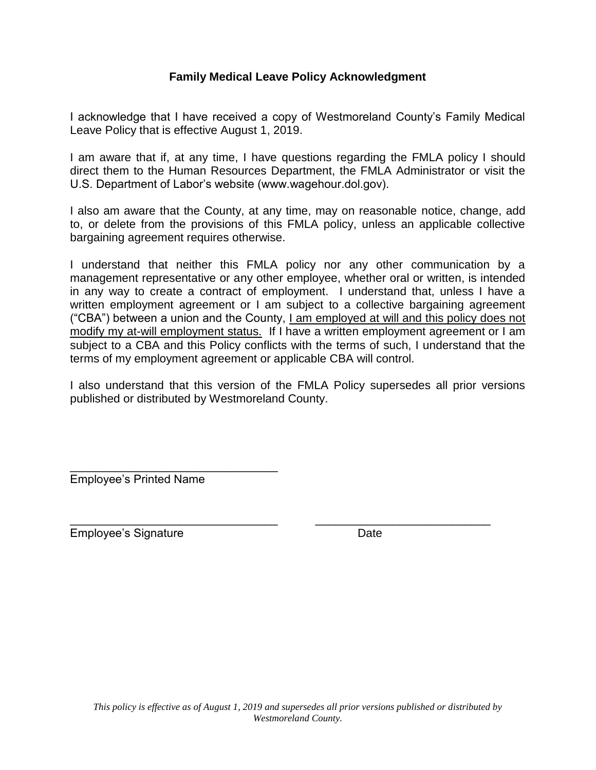**Family Medical Leave Policy Acknowledgment**

I acknowledge that I have received a copy of Westmoreland County's Family Medical Leave Policy that is effective August 1, 2019.

I am aware that if, at any time, I have questions regarding the FMLA policy I should direct them to the Human Resources Department, the FMLA Administrator or visit the U.S. Department of Labor's website (www.wagehour.dol.gov).

I also am aware that the County, at any time, may on reasonable notice, change, add to, or delete from the provisions of this FMLA policy, unless an applicable collective bargaining agreement requires otherwise.

I understand that neither this FMLA policy nor any other communication by a management representative or any other employee, whether oral or written, is intended in any way to create a contract of employment. I understand that, unless I have a written employment agreement or I am subject to a collective bargaining agreement ("CBA") between a union and the County, <u>I am employed at will and this policy does not modify my at-will employment status.</u> If I have a written employment agreement or I am subject to a CBA and this Policy conflicts with the terms of such, I understand that the terms of my employment agreement or applicable CBA will control.

I also understand that this version of the FMLA Policy supersedes all prior versions published or distributed by Westmoreland County.

________________________________
Employee's Printed Name

________________________________ ____________________________
Employee's Signature Date